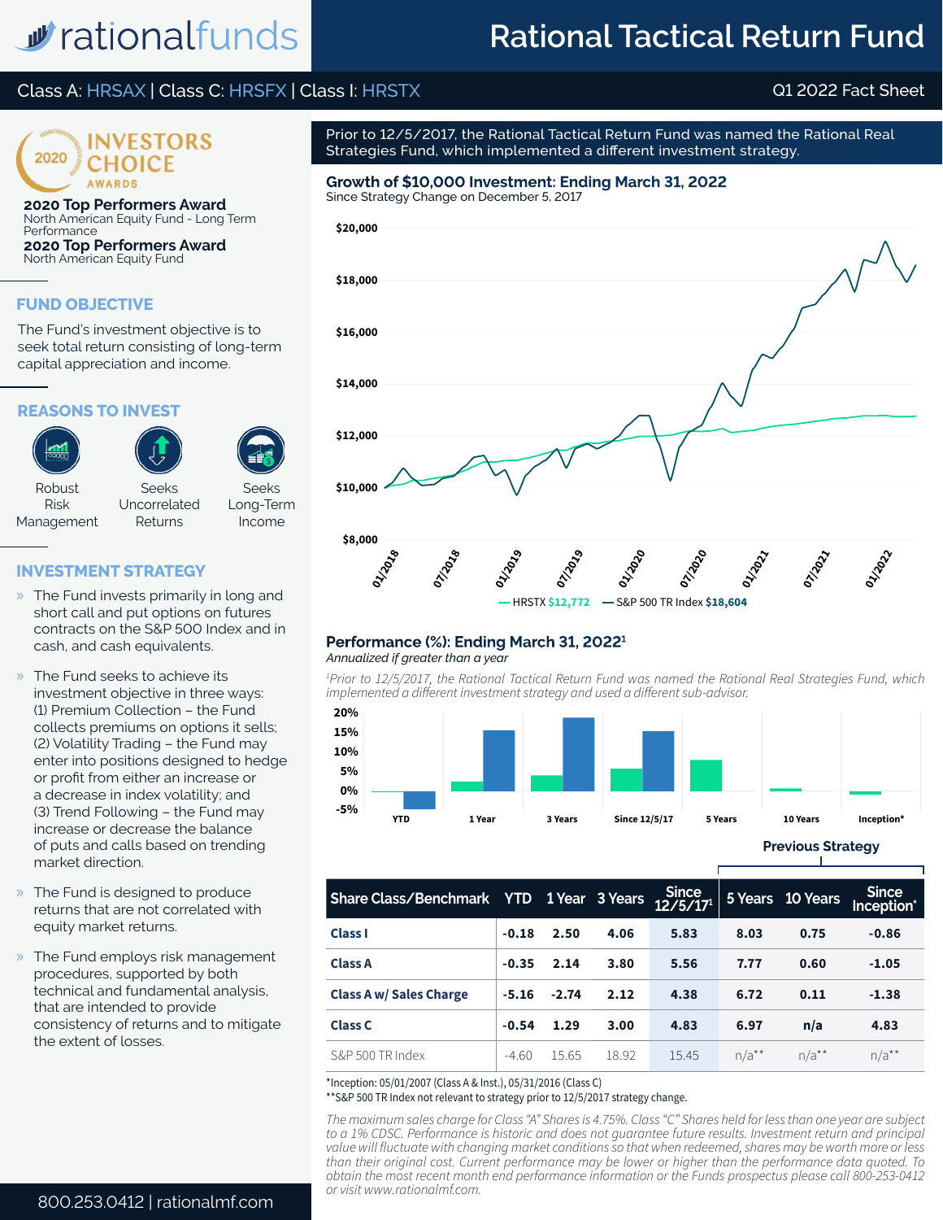# rationalfunds

# Rational Tactical Return Fund

Class A: HRSAX | Class C: HRSFX | Class I: HRSTX

Q1 2022 Fact Sheet

2020 INVESTORS CHOICE AWARDS

**2020 Top Performers Award**
North American Equity Fund - Long Term Performance

**2020 Top Performers Award**
North American Equity Fund

## FUND OBJECTIVE

The Fund's investment objective is to seek total return consisting of long-term capital appreciation and income.

## REASONS TO INVEST

- Robust Risk Management
- Seeks Uncorrelated Returns
- Seeks Long-Term Income

## INVESTMENT STRATEGY

- The Fund invests primarily in long and short call and put options on futures contracts on the S&P 500 Index and in cash, and cash equivalents.
- The Fund seeks to achieve its investment objective in three ways: (1) Premium Collection – the Fund collects premiums on options it sells; (2) Volatility Trading – the Fund may enter into positions designed to hedge or profit from either an increase or a decrease in index volatility; and (3) Trend Following – the Fund may increase or decrease the balance of puts and calls based on trending market direction.
- The Fund is designed to produce returns that are not correlated with equity market returns.
- The Fund employs risk management procedures, supported by both technical and fundamental analysis, that are intended to provide consistency of returns and to mitigate the extent of losses.

Prior to 12/5/2017, the Rational Tactical Return Fund was named the Rational Real Strategies Fund, which implemented a different investment strategy.

## Growth of $10,000 Investment: Ending March 31, 2022

Since Strategy Change on December 5, 2017

— HRSTX $12,772 — S&P 500 TR Index $18,604

## Performance (%): Ending March 31, 2022[1]

*Annualized if greater than a year*

*[1]Prior to 12/5/2017, the Rational Tactical Return Fund was named the Rational Real Strategies Fund, which implemented a different investment strategy and used a different sub-advisor.*

| Share Class/Benchmark | YTD | 1 Year | 3 Years | Since 12/5/17[1] | 5 Years | 10 Years | Since Inception* |
|---|---|---|---|---|---|---|---|
| | | | | | Previous Strategy | | |
| **Class I** | -0.18 | 2.50 | 4.06 | 5.83 | 8.03 | 0.75 | -0.86 |
| **Class A** | -0.35 | 2.14 | 3.80 | 5.56 | 7.77 | 0.60 | -1.05 |
| **Class A w/ Sales Charge** | -5.16 | -2.74 | 2.12 | 4.38 | 6.72 | 0.11 | -1.38 |
| **Class C** | -0.54 | 1.29 | 3.00 | 4.83 | 6.97 | n/a | 4.83 |
| S&P 500 TR Index | -4.60 | 15.65 | 18.92 | 15.45 | n/a** | n/a** | n/a** |

*Inception: 05/01/2007 (Class A & Inst.), 05/31/2016 (Class C)
**S&P 500 TR Index not relevant to strategy prior to 12/5/2017 strategy change.

*The maximum sales charge for Class "A" Shares is 4.75%. Class "C" Shares held for less than one year are subject to a 1% CDSC. Performance is historic and does not guarantee future results. Investment return and principal value will fluctuate with changing market conditions so that when redeemed, shares may be worth more or less than their original cost. Current performance may be lower or higher than the performance data quoted. To obtain the most recent month end performance information or the Funds prospectus please call 800-253-0412 or visit www.rationalmf.com.*

800.253.0412 | rationalmf.com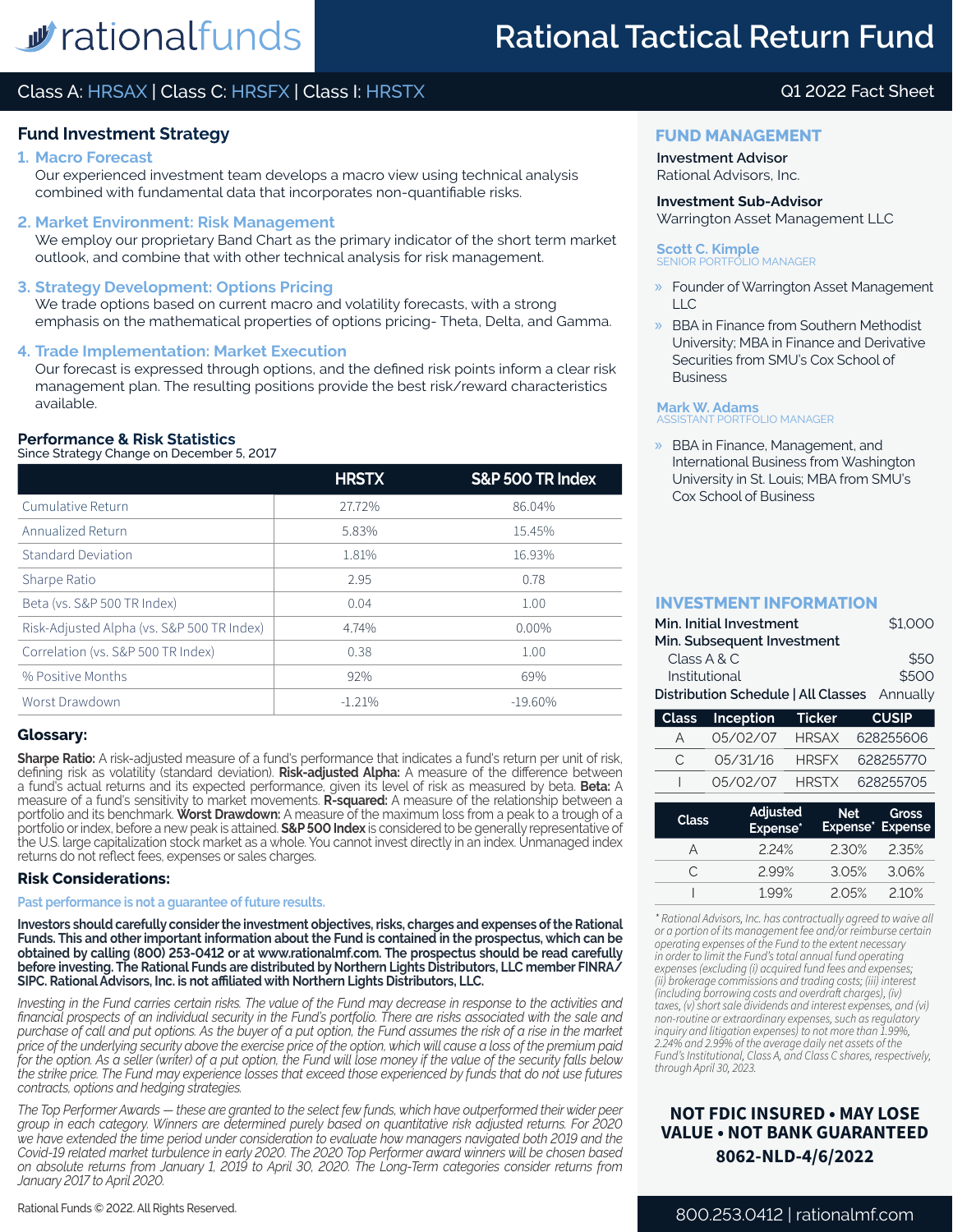# Rational Tactical Return Fund

Class A: HRSAX | Class C: HRSFX | Class I: HRSTX

Q1 2022 Fact Sheet

## Fund Investment Strategy

### 1. Macro Forecast

Our experienced investment team develops a macro view using technical analysis combined with fundamental data that incorporates non-quantifiable risks.

### 2. Market Environment: Risk Management

We employ our proprietary Band Chart as the primary indicator of the short term market outlook, and combine that with other technical analysis for risk management.

### 3. Strategy Development: Options Pricing

We trade options based on current macro and volatility forecasts, with a strong emphasis on the mathematical properties of options pricing- Theta, Delta, and Gamma.

### 4. Trade Implementation: Market Execution

Our forecast is expressed through options, and the defined risk points inform a clear risk management plan. The resulting positions provide the best risk/reward characteristics available.

## Performance & Risk Statistics

Since Strategy Change on December 5, 2017

| | HRSTX | S&P 500 TR Index |
|---|---|---|
| Cumulative Return | 27.72% | 86.04% |
| Annualized Return | 5.83% | 15.45% |
| Standard Deviation | 1.81% | 16.93% |
| Sharpe Ratio | 2.95 | 0.78 |
| Beta (vs. S&P 500 TR Index) | 0.04 | 1.00 |
| Risk-Adjusted Alpha (vs. S&P 500 TR Index) | 4.74% | 0.00% |
| Correlation (vs. S&P 500 TR Index) | 0.38 | 1.00 |
| % Positive Months | 92% | 69% |
| Worst Drawdown | -1.21% | -19.60% |

## Glossary:

**Sharpe Ratio:** A risk-adjusted measure of a fund's performance that indicates a fund's return per unit of risk, defining risk as volatility (standard deviation). **Risk-adjusted Alpha:** A measure of the difference between a fund's actual returns and its expected performance, given its level of risk as measured by beta. **Beta:** A measure of a fund's sensitivity to market movements. **R-squared:** A measure of the relationship between a portfolio and its benchmark. **Worst Drawdown:** A measure of the maximum loss from a peak to a trough of a portfolio or index, before a new peak is attained. **S&P 500 Index** is considered to be generally representative of the U.S. large capitalization stock market as a whole. You cannot invest directly in an index. Unmanaged index returns do not reflect fees, expenses or sales charges.

## Risk Considerations:

Past performance is not a guarantee of future results.

**Investors should carefully consider the investment objectives, risks, charges and expenses of the Rational Funds. This and other important information about the Fund is contained in the prospectus, which can be obtained by calling (800) 253-0412 or at www.rationalmf.com. The prospectus should be read carefully before investing. The Rational Funds are distributed by Northern Lights Distributors, LLC member FINRA/SIPC. Rational Advisors, Inc. is not affiliated with Northern Lights Distributors, LLC.**

*Investing in the Fund carries certain risks. The value of the Fund may decrease in response to the activities and financial prospects of an individual security in the Fund's portfolio. There are risks associated with the sale and purchase of call and put options. As the buyer of a put option, the Fund assumes the risk of a rise in the market price of the underlying security above the exercise price of the option, which will cause a loss of the premium paid for the option. As a seller (writer) of a put option, the Fund will lose money if the value of the security falls below the strike price. The Fund may experience losses that exceed those experienced by funds that do not use futures contracts, options and hedging strategies.*

*The Top Performer Awards — these are granted to the select few funds, which have outperformed their wider peer group in each category. Winners are determined purely based on quantitative risk adjusted returns. For 2020 we have extended the time period under consideration to evaluate how managers navigated both 2019 and the Covid-19 related market turbulence in early 2020. The 2020 Top Performer award winners will be chosen based on absolute returns from January 1, 2019 to April 30, 2020. The Long-Term categories consider returns from January 2017 to April 2020.*

Rational Funds © 2022. All Rights Reserved.

## FUND MANAGEMENT

**Investment Advisor**
Rational Advisors, Inc.

**Investment Sub-Advisor**
Warrington Asset Management LLC

**Scott C. Kimple**
SENIOR PORTFOLIO MANAGER

- Founder of Warrington Asset Management LLC
- BBA in Finance from Southern Methodist University; MBA in Finance and Derivative Securities from SMU's Cox School of Business

**Mark W. Adams**
ASSISTANT PORTFOLIO MANAGER

- BBA in Finance, Management, and International Business from Washington University in St. Louis; MBA from SMU's Cox School of Business

## INVESTMENT INFORMATION

| | |
|---|---|
| Min. Initial Investment | $1,000 |
| Min. Subsequent Investment | |
| Class A & C | $50 |
| Institutional | $500 |
| Distribution Schedule \| All Classes | Annually |

| Class | Inception | Ticker | CUSIP |
|---|---|---|---|
| A | 05/02/07 | HRSAX | 628255606 |
| C | 05/31/16 | HRSFX | 628255770 |
| I | 05/02/07 | HRSTX | 628255705 |

| Class | Adjusted Expense* | Net Expense* | Gross Expense |
|---|---|---|---|
| A | 2.24% | 2.30% | 2.35% |
| C | 2.99% | 3.05% | 3.06% |
| I | 1.99% | 2.05% | 2.10% |

*\* Rational Advisors, Inc. has contractually agreed to waive all or a portion of its management fee and/or reimburse certain operating expenses of the Fund to the extent necessary in order to limit the Fund's total annual fund operating expenses (excluding (i) acquired fund fees and expenses; (ii) brokerage commissions and trading costs; (iii) interest (including borrowing costs and overdraft charges), (iv) taxes, (v) short sale dividends and interest expenses, and (vi) non-routine or extraordinary expenses, such as regulatory inquiry and litigation expenses) to not more than 1.99%, 2.24% and 2.99% of the average daily net assets of the Fund's Institutional, Class A, and Class C shares, respectively, through April 30, 2023.*

**NOT FDIC INSURED • MAY LOSE VALUE • NOT BANK GUARANTEED**

**8062-NLD-4/6/2022**

800.253.0412 | rationalmf.com